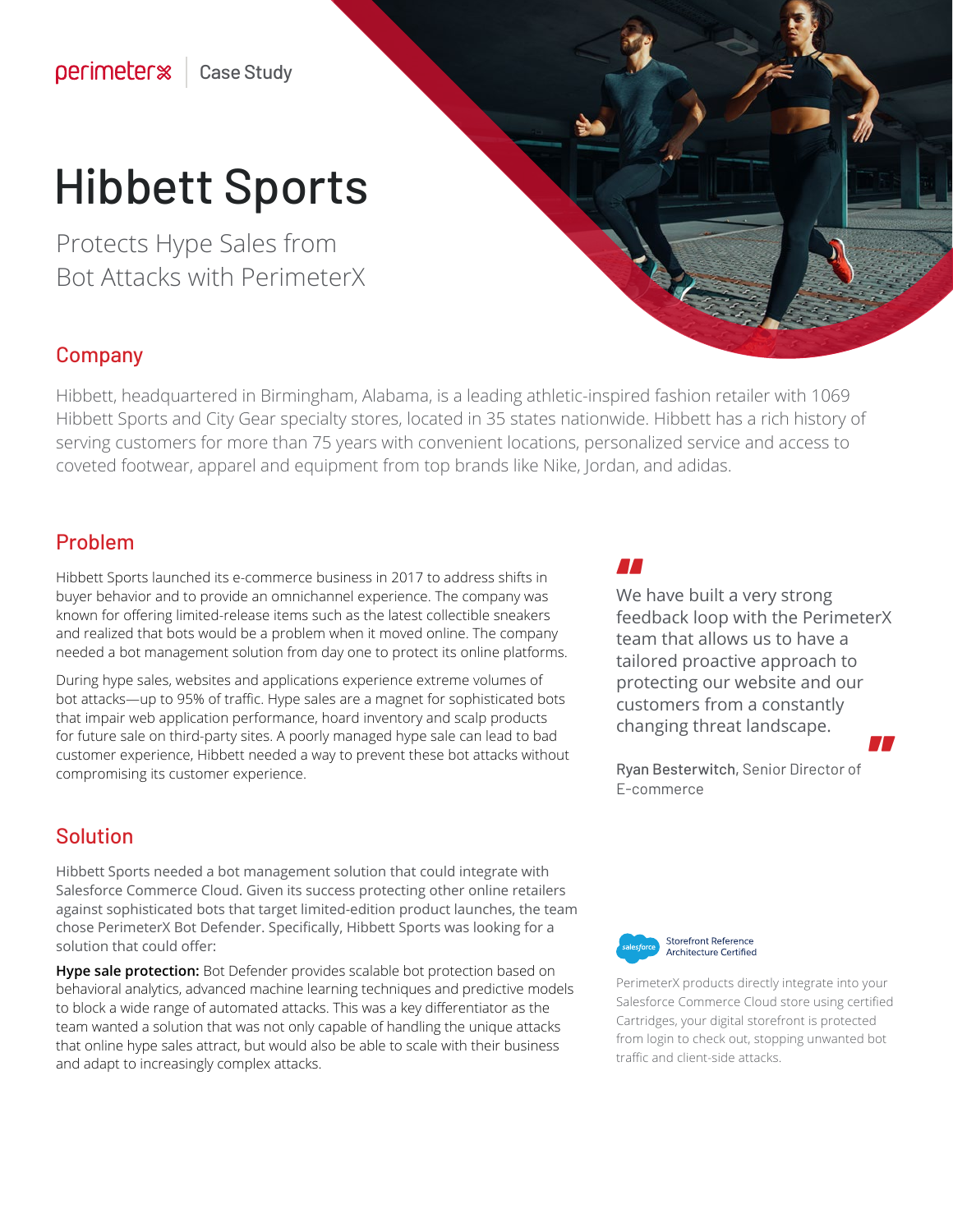perimeterx | Case Study

# Hibbett Sports

Protects Hype Sales from Bot Attacks with PerimeterX

## Company

Hibbett, headquartered in Birmingham, Alabama, is a leading athletic-inspired fashion retailer with 1069 Hibbett Sports and City Gear specialty stores, located in 35 states nationwide. Hibbett has a rich history of serving customers for more than 75 years with convenient locations, personalized service and access to coveted footwear, apparel and equipment from top brands like Nike, Jordan, and adidas.

## Problem

Hibbett Sports launched its e-commerce business in 2017 to address shifts in buyer behavior and to provide an omnichannel experience. The company was known for offering limited-release items such as the latest collectible sneakers and realized that bots would be a problem when it moved online. The company needed a bot management solution from day one to protect its online platforms.

During hype sales, websites and applications experience extreme volumes of bot attacks—up to 95% of traffic. Hype sales are a magnet for sophisticated bots that impair web application performance, hoard inventory and scalp products for future sale on third-party sites. A poorly managed hype sale can lead to bad customer experience, Hibbett needed a way to prevent these bot attacks without compromising its customer experience.

> We have built a very strong feedback loop with the PerimeterX team that allows us to have a tailored proactive approach to protecting our website and our customers from a constantly changing threat landscape.
>
> **Ryan Besterwitch,** Senior Director of E-commerce

## Solution

Hibbett Sports needed a bot management solution that could integrate with Salesforce Commerce Cloud. Given its success protecting other online retailers against sophisticated bots that target limited-edition product launches, the team chose PerimeterX Bot Defender. Specifically, Hibbett Sports was looking for a solution that could offer:

**Hype sale protection:** Bot Defender provides scalable bot protection based on behavioral analytics, advanced machine learning techniques and predictive models to block a wide range of automated attacks. This was a key differentiator as the team wanted a solution that was not only capable of handling the unique attacks that online hype sales attract, but would also be able to scale with their business and adapt to increasingly complex attacks.

salesforce Storefront Reference Architecture Certified

PerimeterX products directly integrate into your Salesforce Commerce Cloud store using certified Cartridges, your digital storefront is protected from login to check out, stopping unwanted bot traffic and client-side attacks.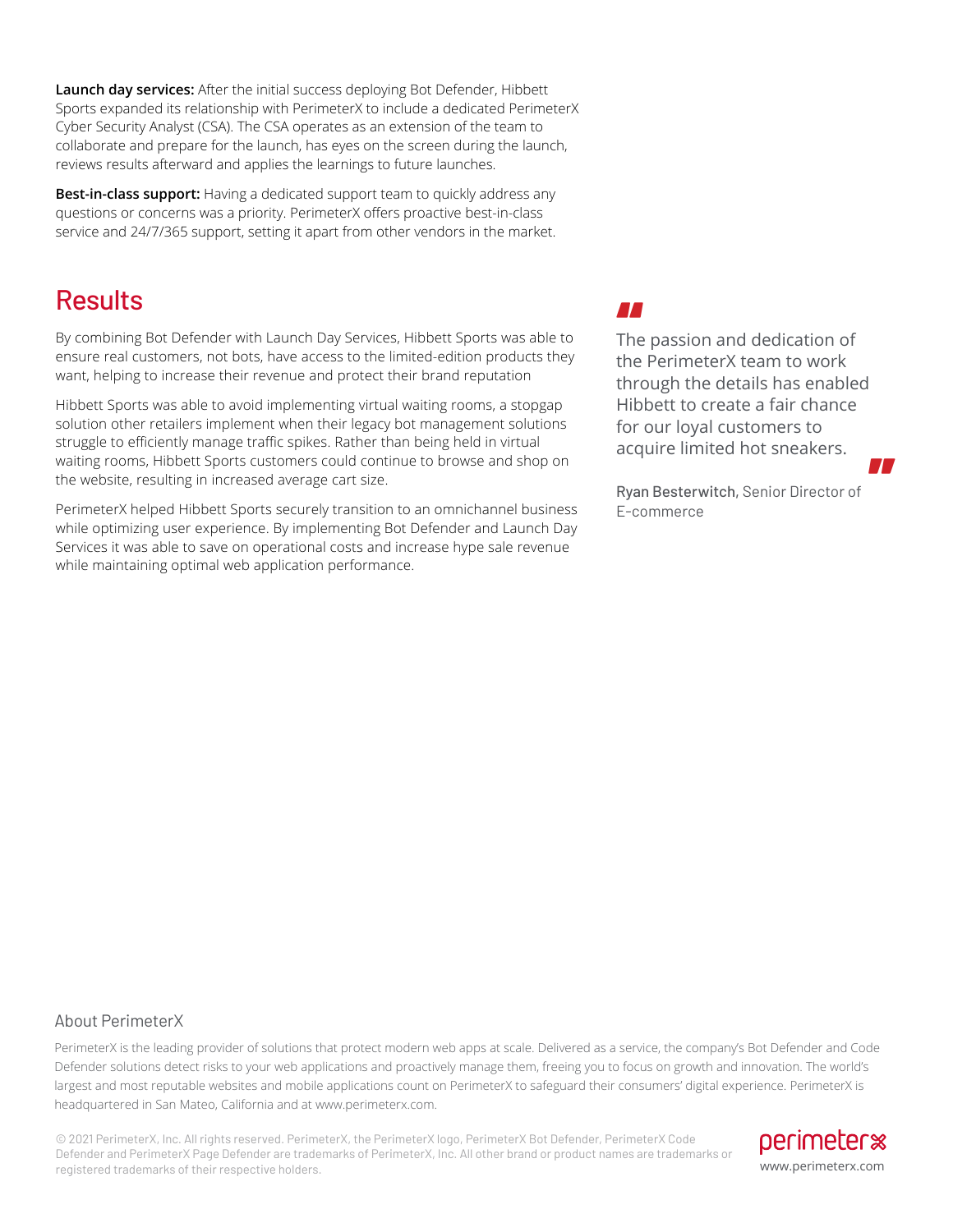**Launch day services:** After the initial success deploying Bot Defender, Hibbett Sports expanded its relationship with PerimeterX to include a dedicated PerimeterX Cyber Security Analyst (CSA). The CSA operates as an extension of the team to collaborate and prepare for the launch, has eyes on the screen during the launch, reviews results afterward and applies the learnings to future launches.

**Best-in-class support:** Having a dedicated support team to quickly address any questions or concerns was a priority. PerimeterX offers proactive best-in-class service and 24/7/365 support, setting it apart from other vendors in the market.

## Results

By combining Bot Defender with Launch Day Services, Hibbett Sports was able to ensure real customers, not bots, have access to the limited-edition products they want, helping to increase their revenue and protect their brand reputation

Hibbett Sports was able to avoid implementing virtual waiting rooms, a stopgap solution other retailers implement when their legacy bot management solutions struggle to efficiently manage traffic spikes. Rather than being held in virtual waiting rooms, Hibbett Sports customers could continue to browse and shop on the website, resulting in increased average cart size.

PerimeterX helped Hibbett Sports securely transition to an omnichannel business while optimizing user experience. By implementing Bot Defender and Launch Day Services it was able to save on operational costs and increase hype sale revenue while maintaining optimal web application performance.

> The passion and dedication of the PerimeterX team to work through the details has enabled Hibbett to create a fair chance for our loyal customers to acquire limited hot sneakers.
>
> **Ryan Besterwitch,** Senior Director of E-commerce

### About PerimeterX

PerimeterX is the leading provider of solutions that protect modern web apps at scale. Delivered as a service, the company's Bot Defender and Code Defender solutions detect risks to your web applications and proactively manage them, freeing you to focus on growth and innovation. The world's largest and most reputable websites and mobile applications count on PerimeterX to safeguard their consumers' digital experience. PerimeterX is headquartered in San Mateo, California and at www.perimeterx.com.

© 2021 PerimeterX, Inc. All rights reserved. PerimeterX, the PerimeterX logo, PerimeterX Bot Defender, PerimeterX Code Defender and PerimeterX Page Defender are trademarks of PerimeterX, Inc. All other brand or product names are trademarks or registered trademarks of their respective holders.

perimeterx
www.perimeterx.com